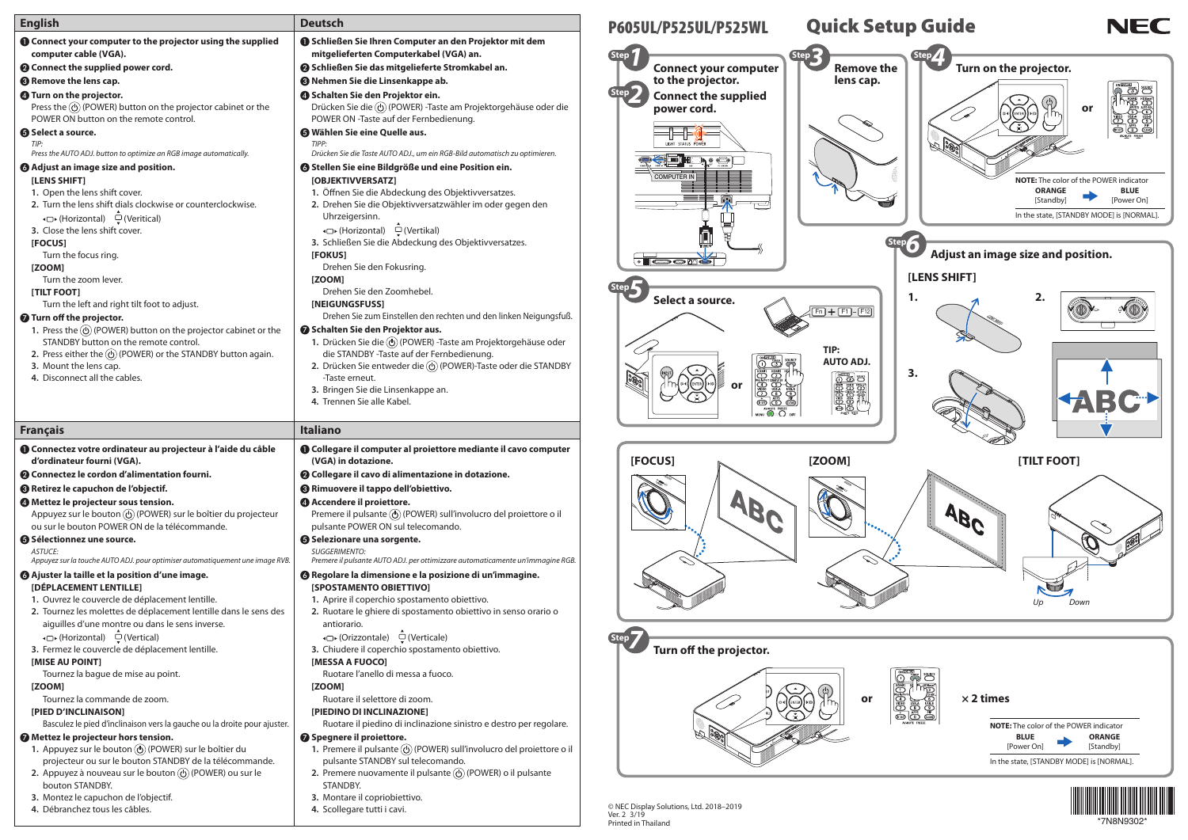# P605UL/P525UL/P525WL Quick Setup Guide

NEC

## English

❶ **Connect your computer to the projector using the supplied computer cable (VGA).**

❷ **Connect the supplied power cord.**

❸ **Remove the lens cap.**

❹ **Turn on the projector.**

Press the (POWER) button on the projector cabinet or the POWER ON button on the remote control.

❺ **Select a source.**

*TIP:*
*Press the AUTO ADJ. button to optimize an RGB image automatically.*

❻ **Adjust an image size and position.**

**[LENS SHIFT]**

1. Open the lens shift cover.
2. Turn the lens shift dials clockwise or counterclockwise.
   (Horizontal) (Vertical)
3. Close the lens shift cover.

**[FOCUS]**

Turn the focus ring.

**[ZOOM]**

Turn the zoom lever.

**[TILT FOOT]**

Turn the left and right tilt foot to adjust.

❼ **Turn off the projector.**

1. Press the (POWER) button on the projector cabinet or the STANDBY button on the remote control.
2. Press either the (POWER) or the STANDBY button again.
3. Mount the lens cap.
4. Disconnect all the cables.

## Deutsch

❶ **Schließen Sie Ihren Computer an den Projektor mit dem mitgelieferten Computerkabel (VGA) an.**

❷ **Schließen Sie das mitgelieferte Stromkabel an.**

❸ **Nehmen Sie die Linsenkappe ab.**

❹ **Schalten Sie den Projektor ein.**

Drücken Sie die (POWER) -Taste am Projektorgehäuse oder die POWER ON -Taste auf der Fernbedienung.

❺ **Wählen Sie eine Quelle aus.**

*TIPP:*
*Drücken Sie die Taste AUTO ADJ., um ein RGB-Bild automatisch zu optimieren.*

❻ **Stellen Sie eine Bildgröße und eine Position ein.**

**[OBJEKTIVVERSATZ]**

1. Öffnen Sie die Abdeckung des Objektivversatzes.
2. Drehen Sie die Objektivversatzwähler im oder gegen den Uhrzeigersinn.
   (Horizontal) (Vertikal)
3. Schließen Sie die Abdeckung des Objektivversatzes.

**[FOKUS]**

Drehen Sie den Fokusring.

**[ZOOM]**

Drehen Sie den Zoomhebel.

**[NEIGUNGSFUSS]**

Drehen Sie zum Einstellen den rechten und den linken Neigungsfuß.

❼ **Schalten Sie den Projektor aus.**

1. Drücken Sie die (POWER) -Taste am Projektorgehäuse oder die STANDBY -Taste auf der Fernbedienung.
2. Drücken Sie entweder die (POWER)-Taste oder die STANDBY -Taste erneut.
3. Bringen Sie die Linsenkappe an.
4. Trennen Sie alle Kabel.

## Français

❶ **Connectez votre ordinateur au projecteur à l'aide du câble d'ordinateur fourni (VGA).**

❷ **Connectez le cordon d'alimentation fourni.**

❸ **Retirez le capuchon de l'objectif.**

❹ **Mettez le projecteur sous tension.**

Appuyez sur le bouton (POWER) sur le boîtier du projecteur ou sur le bouton POWER ON de la télécommande.

❺ **Sélectionnez une source.**

*ASTUCE:*
*Appuyez sur la touche AUTO ADJ. pour optimiser automatiquement une image RVB.*

❻ **Ajuster la taille et la position d'une image.**

**[DÉPLACEMENT LENTILLE]**

1. Ouvrez le couvercle de déplacement lentille.
2. Tournez les molettes de déplacement lentille dans le sens des aiguilles d'une montre ou dans le sens inverse.
   (Horizontal) (Vertical)
3. Fermez le couvercle de déplacement lentille.

**[MISE AU POINT]**

Tournez la bague de mise au point.

**[ZOOM]**

Tournez la commande de zoom.

**[PIED D'INCLINAISON]**

Basculez le pied d'inclinaison vers la gauche ou la droite pour ajuster.

❼ **Mettez le projecteur hors tension.**

1. Appuyez sur le bouton (POWER) sur le boîtier du projecteur ou sur le bouton STANDBY de la télécommande.
2. Appuyez à nouveau sur le bouton (POWER) ou sur le bouton STANDBY.
3. Montez le capuchon de l'objectif.
4. Débranchez tous les câbles.

## Italiano

❶ **Collegare il computer al proiettore mediante il cavo computer (VGA) in dotazione.**

❷ **Collegare il cavo di alimentazione in dotazione.**

❸ **Rimuovere il tappo dell'obiettivo.**

❹ **Accendere il proiettore.**

Premere il pulsante (POWER) sull'involucro del proiettore o il pulsante POWER ON sul telecomando.

❺ **Selezionare una sorgente.**

*SUGGERIMENTO:*
*Premere il pulsante AUTO ADJ. per ottimizzare automaticamente un'immagine RGB.*

❻ **Regolare la dimensione e la posizione di un'immagine.**

**[SPOSTAMENTO OBIETTIVO]**

1. Aprire il coperchio spostamento obiettivo.
2. Ruotare le ghiere di spostamento obiettivo in senso orario o antiorario.
   (Orizzontale) (Verticale)
3. Chiudere il coperchio spostamento obiettivo.

**[MESSA A FUOCO]**

Ruotare l'anello di messa a fuoco.

**[ZOOM]**

Ruotare il selettore di zoom.

**[PIEDINO DI INCLINAZIONE]**

Ruotare il piedino di inclinazione sinistro e destro per regolare.

❼ **Spegnere il proiettore.**

1. Premere il pulsante (POWER) sull'involucro del proiettore o il pulsante STANDBY sul telecomando.
2. Premere nuovamente il pulsante (POWER) o il pulsante STANDBY.
3. Montare il copriobiettivo.
4. Scollegare tutti i cavi.

---

**Step 1** Connect your computer to the projector.

**Step 2** Connect the supplied power cord.

COMPUTER IN

LIGHT STATUS POWER

**Step 3** Remove the lens cap.

**Step 4** Turn on the projector.

or

**NOTE:** The color of the POWER indicator
ORANGE [Standby] → BLUE [Power On]
In the state, [STANDBY MODE] is [NORMAL].

**Step 5** Select a source.

Fn + F1 – F12

or

TIP: AUTO ADJ.

**Step 6** Adjust an image size and position.

**[LENS SHIFT]**

1. 2. 3.

ABC

**[FOCUS]**

**[ZOOM]**

**[TILT FOOT]**

Up Down

**Step 7** Turn off the projector.

or × 2 times

**NOTE:** The color of the POWER indicator
BLUE [Power On] → ORANGE [Standby]
In the state, [STANDBY MODE] is [NORMAL].

© NEC Display Solutions, Ltd. 2018–2019
Ver. 2 3/19
Printed in Thailand

*7N8N9302*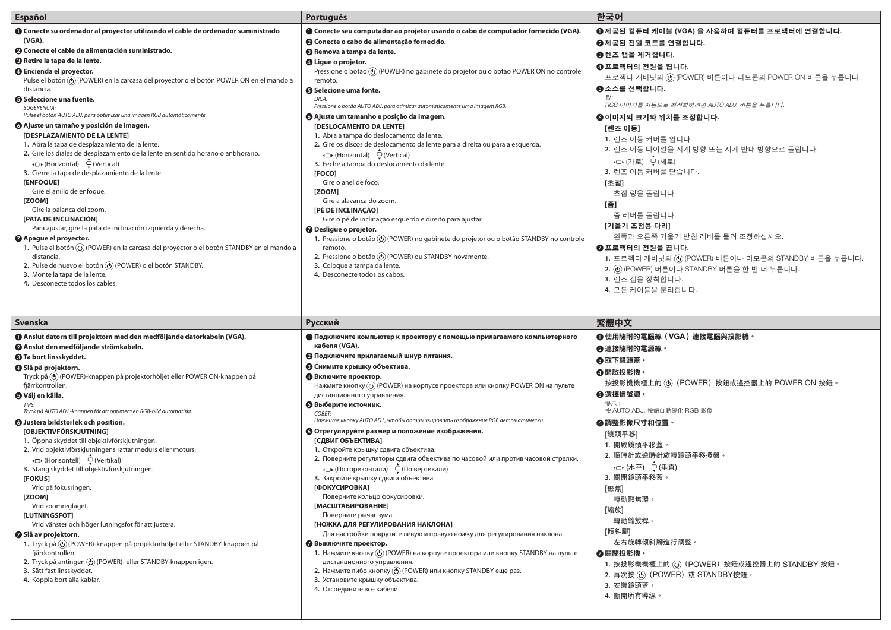## Español

**❶ Conecte su ordenador al proyector utilizando el cable de ordenador suministrado (VGA).**

**❷ Conecte el cable de alimentación suministrado.**

**❸ Retire la tapa de la lente.**

**❹ Encienda el proyector.**

Pulse el botón (⏻) (POWER) en la carcasa del proyector o el botón POWER ON en el mando a distancia.

**❺ Seleccione una fuente.**

*SUGERENCIA:*
*Pulse el botón AUTO ADJ. para optimizar una imagen RGB automáticamente.*

**❻ Ajuste un tamaño y posición de imagen.**

**[DESPLAZAMIENTO DE LA LENTE]**

1. Abra la tapa de desplazamiento de la lente.
2. Gire los diales de desplazamiento de la lente en sentido horario o antihorario.
   (Horizontal) (Vertical)
3. Cierre la tapa de desplazamiento de la lente.

**[ENFOQUE]**

Gire el anillo de enfoque.

**[ZOOM]**

Gire la palanca del zoom.

**[PATA DE INCLINACIÓN]**

Para ajustar, gire la pata de inclinación izquierda y derecha.

**❼ Apague el proyector.**

1. Pulse el botón (⏻) (POWER) en la carcasa del proyector o el botón STANDBY en el mando a distancia.
2. Pulse de nuevo el botón (⏻) (POWER) o el botón STANDBY.
3. Monte la tapa de la lente.
4. Desconecte todos los cables.

## Português

**❶ Conecte seu computador ao projetor usando o cabo de computador fornecido (VGA).**

**❷ Conecte o cabo de alimentação fornecido.**

**❸ Remova a tampa da lente.**

**❹ Ligue o projetor.**

Pressione o botão (⏻) (POWER) no gabinete do projetor ou o botão POWER ON no controle remoto.

**❺ Selecione uma fonte.**

*DICA:*
*Pressione o botão AUTO ADJ. para otimizar automaticamente uma imagem RGB.*

**❻ Ajuste um tamanho e posição da imagem.**

**[DESLOCAMENTO DA LENTE]**

1. Abra a tampa do deslocamento da lente.
2. Gire os discos de deslocamento da lente para a direita ou para a esquerda.
   (Horizontal) (Vertical)
3. Feche a tampa do deslocamento da lente.

**[FOCO]**

Gire o anel de foco.

**[ZOOM]**

Gire a alavanca do zoom.

**[PÉ DE INCLINAÇÃO]**

Gire o pé de inclinação esquerdo e direito para ajustar.

**❼ Desligue o projetor.**

1. Pressione o botão (⏻) (POWER) no gabinete do projetor ou o botão STANDBY no controle remoto.
2. Pressione o botão (⏻) (POWER) ou STANDBY novamente.
3. Coloque a tampa da lente.
4. Desconecte todos os cabos.

## 한국어

**❶ 제공된 컴퓨터 케이블 (VGA) 을 사용하여 컴퓨터를 프로젝터에 연결합니다.**

**❷ 제공된 전원 코드를 연결합니다.**

**❸ 렌즈 캡을 제거합니다.**

**❹ 프로젝터의 전원을 켭니다.**

프로젝터 캐비닛의 (⏻) (POWER) 버튼이나 리모콘의 POWER ON 버튼을 누릅니다.

**❺ 소스를 선택합니다.**

*팁:*
*RGB 이미지를 자동으로 최적화하려면 AUTO ADJ. 버튼을 누릅니다.*

**❻ 이미지의 크기와 위치를 조정합니다.**

**[렌즈 이동]**

1. 렌즈 이동 커버를 엽니다.
2. 렌즈 이동 다이얼을 시계 방향 또는 시계 반대 방향으로 돌립니다.
   (가로) (세로)
3. 렌즈 이동 커버를 닫습니다.

**[초점]**

초점 링을 돌립니다.

**[줌]**

줌 레버를 돌립니다.

**[기울기 조정용 다리]**

왼쪽과 오른쪽 기울기 받침 레버를 돌려 조정하십시오.

**❼ 프로젝터의 전원을 끕니다.**

1. 프로젝터 캐비닛의 (⏻) (POWER) 버튼이나 리모콘의 STANDBY 버튼을 누릅니다.
2. (⏻) (POWER) 버튼이나 STANDBY 버튼을 한 번 더 누릅니다.
3. 렌즈 캡을 장착합니다.
4. 모든 케이블을 분리합니다.

## Svenska

**❶ Anslut datorn till projektorn med den medföljande datorkabeln (VGA).**

**❷ Anslut den medföljande strömkabeln.**

**❸ Ta bort linsskyddet.**

**❹ Slå på projektorn.**

Tryck på (⏻) (POWER)-knappen på projektorhöljet eller POWER ON-knappen på fjärrkontrollen.

**❺ Välj en källa.**

*TIPS:*
*Tryck på AUTO ADJ.-knappen för att optimera en RGB-bild automatiskt.*

**❻ Justera bildstorlek och position.**

**[OBJEKTIVFÖRSKJUTNING]**

1. Öppna skyddet till objektivförskjutningen.
2. Vrid objektivförskjutningens rattar medurs eller moturs.
   (Horisontell) (Vertikal)
3. Stäng skyddet till objektivförskjutningen.

**[FOKUS]**

Vrid på fokusringen.

**[ZOOM]**

Vrid zoomreglaget.

**[LUTNINGSFOT]**

Vrid vänster och höger lutningsfot för att justera.

**❼ Slå av projektorn.**

1. Tryck på (⏻) (POWER)-knappen på projektorhöljet eller STANDBY-knappen på fjärrkontrollen.
2. Tryck på antingen (⏻) (POWER)- eller STANDBY-knappen igen.
3. Sätt fast linsskyddet.
4. Koppla bort alla kablar.

## Русский

**❶ Подключите компьютер к проектору с помощью прилагаемого компьютерного кабеля (VGA).**

**❷ Подключите прилагаемый шнур питания.**

**❸ Снимите крышку объектива.**

**❹ Включите проектор.**

Нажмите кнопку (⏻) (POWER) на корпусе проектора или кнопку POWER ON на пульте дистанционного управления.

**❺ Выберите источник.**

*СОВЕТ:*
*Нажмите кнопку AUTO ADJ., чтобы оптимизировать изображение RGB автоматически.*

**❻ Отрегулируйте размер и положение изображения.**

**[СДВИГ ОБЪЕКТИВА]**

1. Откройте крышку сдвига объектива.
2. Поверните регуляторы сдвига объектива по часовой или против часовой стрелки.
   (По горизонтали) (По вертикали)
3. Закройте крышку сдвига объектива.

**[ФОКУСИРОВКА]**

Поверните кольцо фокусировки.

**[МАСШТАБИРОВАНИЕ]**

Поверните рычаг зума.

**[НОЖКА ДЛЯ РЕГУЛИРОВАНИЯ НАКЛОНА]**

Для настройки покрутите левую и правую ножку для регулирования наклона.

**❼ Выключите проектор.**

1. Нажмите кнопку (⏻) (POWER) на корпусе проектора или кнопку STANDBY на пульте дистанционного управления.
2. Нажмите либо кнопку (⏻) (POWER) или кнопку STANDBY еще раз.
3. Установите крышку объектива.
4. Отсоедините все кабели.

## 繁體中文

**❶ 使用隨附的電腦線（VGA）連接電腦與投影機。**

**❷ 連接隨附的電源線。**

**❸ 取下鏡頭蓋。**

**❹ 開啟投影機。**

按投影機機櫃上的 (⏻)（POWER）按鈕或遙控器上的 POWER ON 按鈕。

**❺ 選擇信號源。**

提示：
按 AUTO ADJ. 按鈕自動優化 RGB 影像。

**❻ 調整影像尺寸和位置。**

[鏡頭平移]

1. 開啟鏡頭平移蓋。
2. 順時針或逆時針旋轉鏡頭平移撥盤。
   (水平) (垂直)
3. 關閉鏡頭平移蓋。

[聚焦]

轉動聚焦環。

[縮放]

轉動縮放桿。

[傾斜腳]

左右旋轉傾斜腳進行調整。

**❼ 關閉投影機。**

1. 按投影機機櫃上的 (⏻)（POWER）按鈕或遙控器上的 STANDBY 按鈕。
2. 再次按 (⏻)（POWER）或 STANDBY按鈕。
3. 安裝鏡頭蓋。
4. 斷開所有導線。